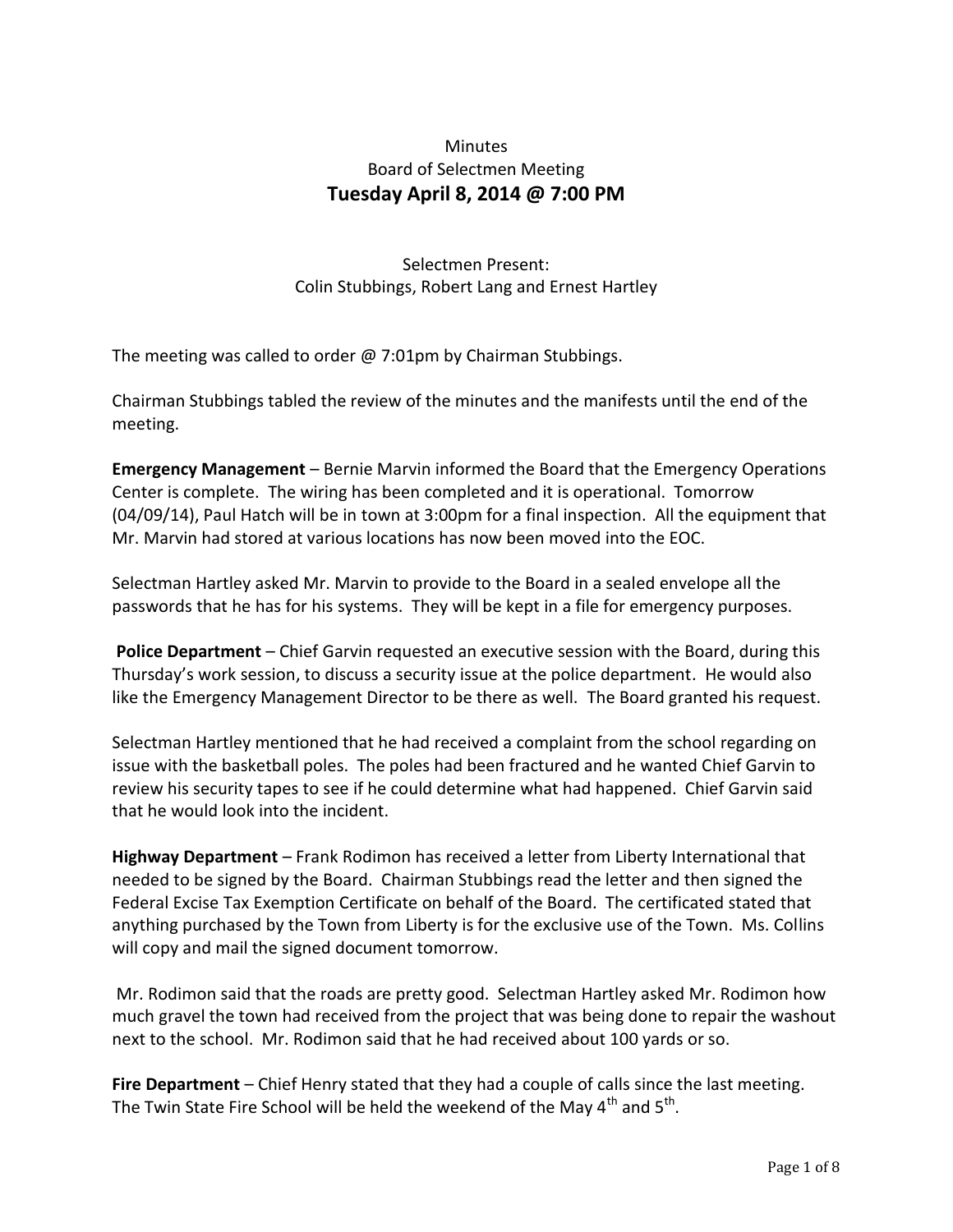Minutes

Board of Selectmen Meeting

## Tuesday April 8, 2014 @ 7:00 PM

Selectmen Present:
Colin Stubbings, Robert Lang and Ernest Hartley

The meeting was called to order @ 7:01pm by Chairman Stubbings.

Chairman Stubbings tabled the review of the minutes and the manifests until the end of the meeting.

**Emergency Management** – Bernie Marvin informed the Board that the Emergency Operations Center is complete. The wiring has been completed and it is operational. Tomorrow (04/09/14), Paul Hatch will be in town at 3:00pm for a final inspection. All the equipment that Mr. Marvin had stored at various locations has now been moved into the EOC.

Selectman Hartley asked Mr. Marvin to provide to the Board in a sealed envelope all the passwords that he has for his systems. They will be kept in a file for emergency purposes.

**Police Department** – Chief Garvin requested an executive session with the Board, during this Thursday's work session, to discuss a security issue at the police department. He would also like the Emergency Management Director to be there as well. The Board granted his request.

Selectman Hartley mentioned that he had received a complaint from the school regarding on issue with the basketball poles. The poles had been fractured and he wanted Chief Garvin to review his security tapes to see if he could determine what had happened. Chief Garvin said that he would look into the incident.

**Highway Department** – Frank Rodimon has received a letter from Liberty International that needed to be signed by the Board. Chairman Stubbings read the letter and then signed the Federal Excise Tax Exemption Certificate on behalf of the Board. The certificated stated that anything purchased by the Town from Liberty is for the exclusive use of the Town. Ms. Collins will copy and mail the signed document tomorrow.

Mr. Rodimon said that the roads are pretty good. Selectman Hartley asked Mr. Rodimon how much gravel the town had received from the project that was being done to repair the washout next to the school. Mr. Rodimon said that he had received about 100 yards or so.

**Fire Department** – Chief Henry stated that they had a couple of calls since the last meeting. The Twin State Fire School will be held the weekend of the May 4th and 5th.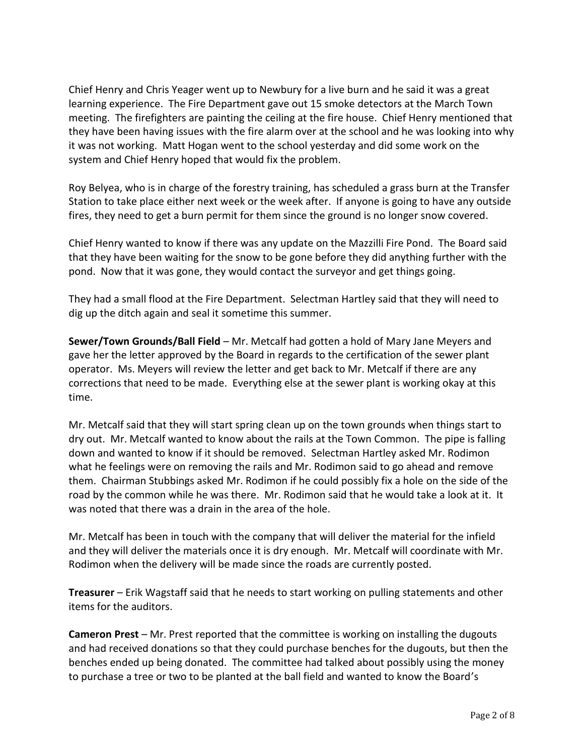Chief Henry and Chris Yeager went up to Newbury for a live burn and he said it was a great learning experience. The Fire Department gave out 15 smoke detectors at the March Town meeting. The firefighters are painting the ceiling at the fire house. Chief Henry mentioned that they have been having issues with the fire alarm over at the school and he was looking into why it was not working. Matt Hogan went to the school yesterday and did some work on the system and Chief Henry hoped that would fix the problem.

Roy Belyea, who is in charge of the forestry training, has scheduled a grass burn at the Transfer Station to take place either next week or the week after. If anyone is going to have any outside fires, they need to get a burn permit for them since the ground is no longer snow covered.

Chief Henry wanted to know if there was any update on the Mazzilli Fire Pond. The Board said that they have been waiting for the snow to be gone before they did anything further with the pond. Now that it was gone, they would contact the surveyor and get things going.

They had a small flood at the Fire Department. Selectman Hartley said that they will need to dig up the ditch again and seal it sometime this summer.

**Sewer/Town Grounds/Ball Field** – Mr. Metcalf had gotten a hold of Mary Jane Meyers and gave her the letter approved by the Board in regards to the certification of the sewer plant operator. Ms. Meyers will review the letter and get back to Mr. Metcalf if there are any corrections that need to be made. Everything else at the sewer plant is working okay at this time.

Mr. Metcalf said that they will start spring clean up on the town grounds when things start to dry out. Mr. Metcalf wanted to know about the rails at the Town Common. The pipe is falling down and wanted to know if it should be removed. Selectman Hartley asked Mr. Rodimon what he feelings were on removing the rails and Mr. Rodimon said to go ahead and remove them. Chairman Stubbings asked Mr. Rodimon if he could possibly fix a hole on the side of the road by the common while he was there. Mr. Rodimon said that he would take a look at it. It was noted that there was a drain in the area of the hole.

Mr. Metcalf has been in touch with the company that will deliver the material for the infield and they will deliver the materials once it is dry enough. Mr. Metcalf will coordinate with Mr. Rodimon when the delivery will be made since the roads are currently posted.

**Treasurer** – Erik Wagstaff said that he needs to start working on pulling statements and other items for the auditors.

**Cameron Prest** – Mr. Prest reported that the committee is working on installing the dugouts and had received donations so that they could purchase benches for the dugouts, but then the benches ended up being donated. The committee had talked about possibly using the money to purchase a tree or two to be planted at the ball field and wanted to know the Board's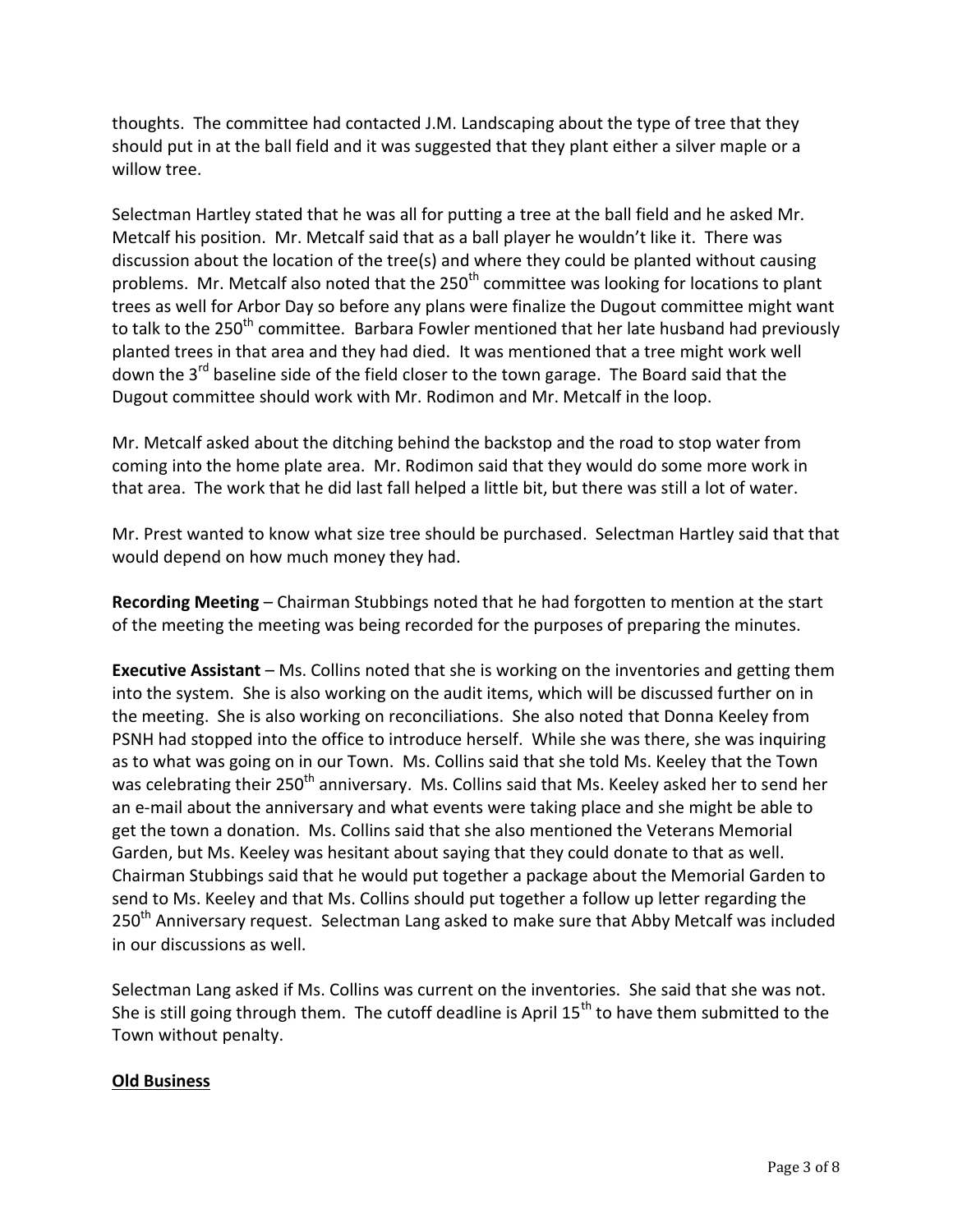thoughts. The committee had contacted J.M. Landscaping about the type of tree that they should put in at the ball field and it was suggested that they plant either a silver maple or a willow tree.

Selectman Hartley stated that he was all for putting a tree at the ball field and he asked Mr. Metcalf his position. Mr. Metcalf said that as a ball player he wouldn't like it. There was discussion about the location of the tree(s) and where they could be planted without causing problems. Mr. Metcalf also noted that the 250th committee was looking for locations to plant trees as well for Arbor Day so before any plans were finalize the Dugout committee might want to talk to the 250th committee. Barbara Fowler mentioned that her late husband had previously planted trees in that area and they had died. It was mentioned that a tree might work well down the 3rd baseline side of the field closer to the town garage. The Board said that the Dugout committee should work with Mr. Rodimon and Mr. Metcalf in the loop.

Mr. Metcalf asked about the ditching behind the backstop and the road to stop water from coming into the home plate area. Mr. Rodimon said that they would do some more work in that area. The work that he did last fall helped a little bit, but there was still a lot of water.

Mr. Prest wanted to know what size tree should be purchased. Selectman Hartley said that that would depend on how much money they had.

**Recording Meeting** – Chairman Stubbings noted that he had forgotten to mention at the start of the meeting the meeting was being recorded for the purposes of preparing the minutes.

**Executive Assistant** – Ms. Collins noted that she is working on the inventories and getting them into the system. She is also working on the audit items, which will be discussed further on in the meeting. She is also working on reconciliations. She also noted that Donna Keeley from PSNH had stopped into the office to introduce herself. While she was there, she was inquiring as to what was going on in our Town. Ms. Collins said that she told Ms. Keeley that the Town was celebrating their 250th anniversary. Ms. Collins said that Ms. Keeley asked her to send her an e-mail about the anniversary and what events were taking place and she might be able to get the town a donation. Ms. Collins said that she also mentioned the Veterans Memorial Garden, but Ms. Keeley was hesitant about saying that they could donate to that as well. Chairman Stubbings said that he would put together a package about the Memorial Garden to send to Ms. Keeley and that Ms. Collins should put together a follow up letter regarding the 250th Anniversary request. Selectman Lang asked to make sure that Abby Metcalf was included in our discussions as well.

Selectman Lang asked if Ms. Collins was current on the inventories. She said that she was not. She is still going through them. The cutoff deadline is April 15th to have them submitted to the Town without penalty.

## Old Business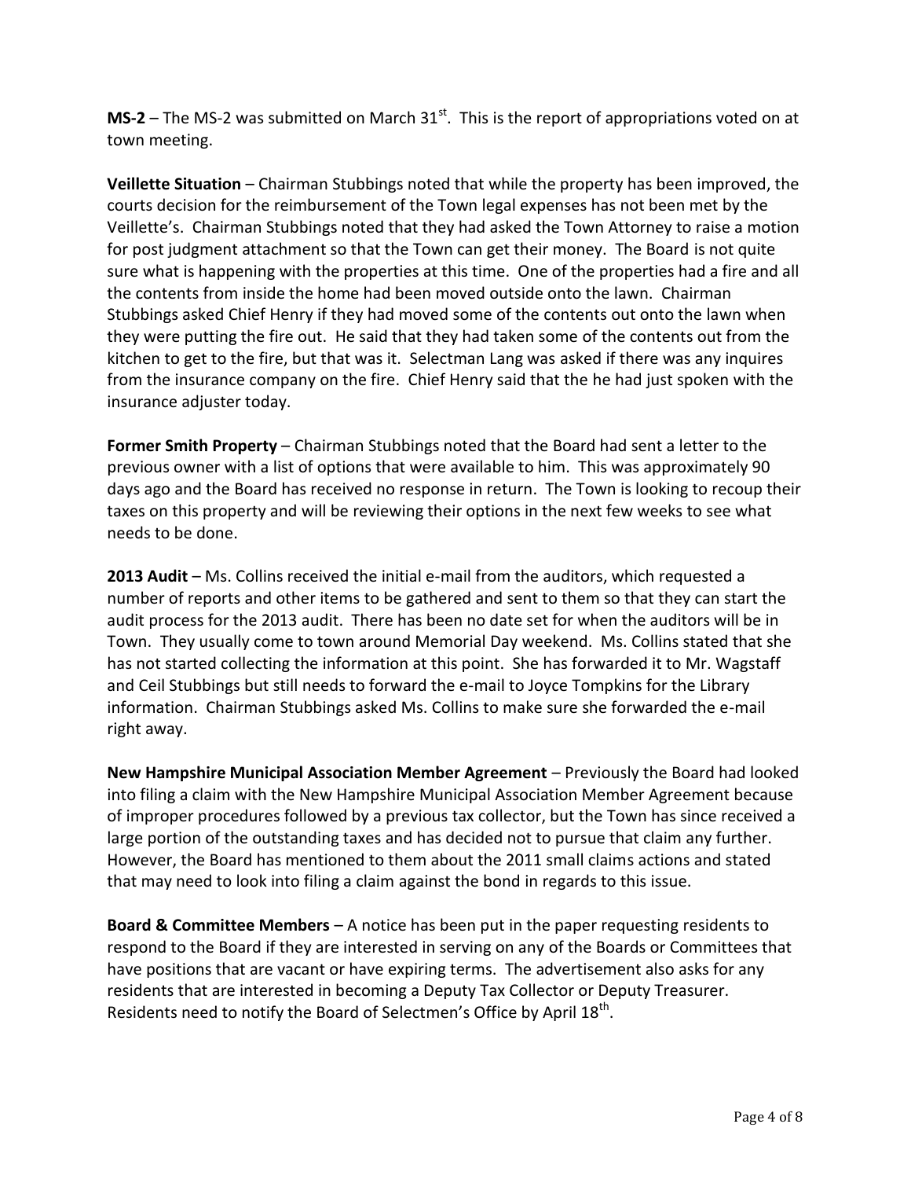**MS-2** – The MS-2 was submitted on March 31st. This is the report of appropriations voted on at town meeting.

**Veillette Situation** – Chairman Stubbings noted that while the property has been improved, the courts decision for the reimbursement of the Town legal expenses has not been met by the Veillette's. Chairman Stubbings noted that they had asked the Town Attorney to raise a motion for post judgment attachment so that the Town can get their money. The Board is not quite sure what is happening with the properties at this time. One of the properties had a fire and all the contents from inside the home had been moved outside onto the lawn. Chairman Stubbings asked Chief Henry if they had moved some of the contents out onto the lawn when they were putting the fire out. He said that they had taken some of the contents out from the kitchen to get to the fire, but that was it. Selectman Lang was asked if there was any inquires from the insurance company on the fire. Chief Henry said that the he had just spoken with the insurance adjuster today.

**Former Smith Property** – Chairman Stubbings noted that the Board had sent a letter to the previous owner with a list of options that were available to him. This was approximately 90 days ago and the Board has received no response in return. The Town is looking to recoup their taxes on this property and will be reviewing their options in the next few weeks to see what needs to be done.

**2013 Audit** – Ms. Collins received the initial e-mail from the auditors, which requested a number of reports and other items to be gathered and sent to them so that they can start the audit process for the 2013 audit. There has been no date set for when the auditors will be in Town. They usually come to town around Memorial Day weekend. Ms. Collins stated that she has not started collecting the information at this point. She has forwarded it to Mr. Wagstaff and Ceil Stubbings but still needs to forward the e-mail to Joyce Tompkins for the Library information. Chairman Stubbings asked Ms. Collins to make sure she forwarded the e-mail right away.

**New Hampshire Municipal Association Member Agreement** – Previously the Board had looked into filing a claim with the New Hampshire Municipal Association Member Agreement because of improper procedures followed by a previous tax collector, but the Town has since received a large portion of the outstanding taxes and has decided not to pursue that claim any further. However, the Board has mentioned to them about the 2011 small claims actions and stated that may need to look into filing a claim against the bond in regards to this issue.

**Board & Committee Members** – A notice has been put in the paper requesting residents to respond to the Board if they are interested in serving on any of the Boards or Committees that have positions that are vacant or have expiring terms. The advertisement also asks for any residents that are interested in becoming a Deputy Tax Collector or Deputy Treasurer. Residents need to notify the Board of Selectmen's Office by April 18th.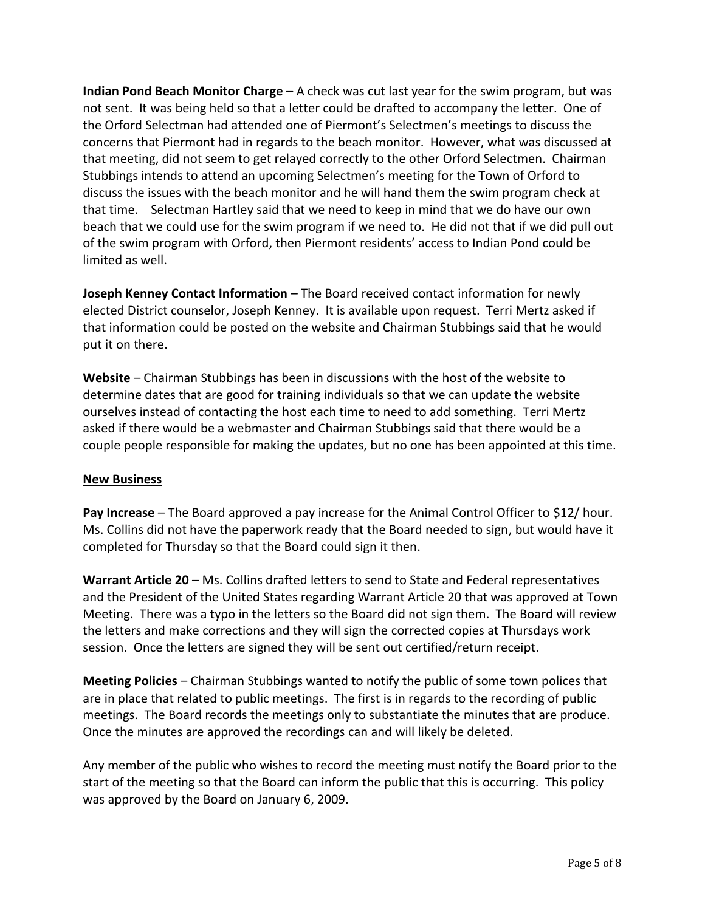**Indian Pond Beach Monitor Charge** – A check was cut last year for the swim program, but was not sent. It was being held so that a letter could be drafted to accompany the letter. One of the Orford Selectman had attended one of Piermont's Selectmen's meetings to discuss the concerns that Piermont had in regards to the beach monitor. However, what was discussed at that meeting, did not seem to get relayed correctly to the other Orford Selectmen. Chairman Stubbings intends to attend an upcoming Selectmen's meeting for the Town of Orford to discuss the issues with the beach monitor and he will hand them the swim program check at that time. Selectman Hartley said that we need to keep in mind that we do have our own beach that we could use for the swim program if we need to. He did not that if we did pull out of the swim program with Orford, then Piermont residents' access to Indian Pond could be limited as well.

**Joseph Kenney Contact Information** – The Board received contact information for newly elected District counselor, Joseph Kenney. It is available upon request. Terri Mertz asked if that information could be posted on the website and Chairman Stubbings said that he would put it on there.

**Website** – Chairman Stubbings has been in discussions with the host of the website to determine dates that are good for training individuals so that we can update the website ourselves instead of contacting the host each time to need to add something. Terri Mertz asked if there would be a webmaster and Chairman Stubbings said that there would be a couple people responsible for making the updates, but no one has been appointed at this time.

## New Business

**Pay Increase** – The Board approved a pay increase for the Animal Control Officer to $12/ hour. Ms. Collins did not have the paperwork ready that the Board needed to sign, but would have it completed for Thursday so that the Board could sign it then.

**Warrant Article 20** – Ms. Collins drafted letters to send to State and Federal representatives and the President of the United States regarding Warrant Article 20 that was approved at Town Meeting. There was a typo in the letters so the Board did not sign them. The Board will review the letters and make corrections and they will sign the corrected copies at Thursdays work session. Once the letters are signed they will be sent out certified/return receipt.

**Meeting Policies** – Chairman Stubbings wanted to notify the public of some town polices that are in place that related to public meetings. The first is in regards to the recording of public meetings. The Board records the meetings only to substantiate the minutes that are produce. Once the minutes are approved the recordings can and will likely be deleted.

Any member of the public who wishes to record the meeting must notify the Board prior to the start of the meeting so that the Board can inform the public that this is occurring. This policy was approved by the Board on January 6, 2009.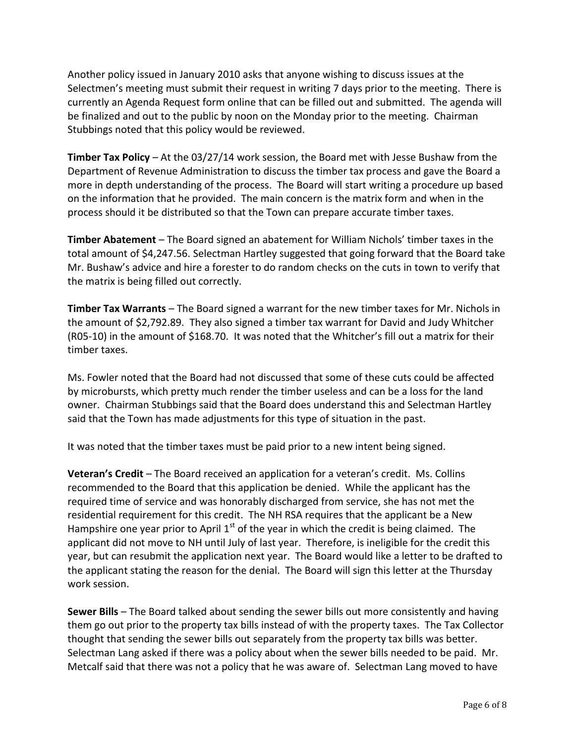Another policy issued in January 2010 asks that anyone wishing to discuss issues at the Selectmen's meeting must submit their request in writing 7 days prior to the meeting. There is currently an Agenda Request form online that can be filled out and submitted. The agenda will be finalized and out to the public by noon on the Monday prior to the meeting. Chairman Stubbings noted that this policy would be reviewed.

**Timber Tax Policy** – At the 03/27/14 work session, the Board met with Jesse Bushaw from the Department of Revenue Administration to discuss the timber tax process and gave the Board a more in depth understanding of the process. The Board will start writing a procedure up based on the information that he provided. The main concern is the matrix form and when in the process should it be distributed so that the Town can prepare accurate timber taxes.

**Timber Abatement** – The Board signed an abatement for William Nichols' timber taxes in the total amount of $4,247.56. Selectman Hartley suggested that going forward that the Board take Mr. Bushaw's advice and hire a forester to do random checks on the cuts in town to verify that the matrix is being filled out correctly.

**Timber Tax Warrants** – The Board signed a warrant for the new timber taxes for Mr. Nichols in the amount of $2,792.89. They also signed a timber tax warrant for David and Judy Whitcher (R05-10) in the amount of $168.70. It was noted that the Whitcher's fill out a matrix for their timber taxes.

Ms. Fowler noted that the Board had not discussed that some of these cuts could be affected by microbursts, which pretty much render the timber useless and can be a loss for the land owner. Chairman Stubbings said that the Board does understand this and Selectman Hartley said that the Town has made adjustments for this type of situation in the past.

It was noted that the timber taxes must be paid prior to a new intent being signed.

**Veteran's Credit** – The Board received an application for a veteran's credit. Ms. Collins recommended to the Board that this application be denied. While the applicant has the required time of service and was honorably discharged from service, she has not met the residential requirement for this credit. The NH RSA requires that the applicant be a New Hampshire one year prior to April 1st of the year in which the credit is being claimed. The applicant did not move to NH until July of last year. Therefore, is ineligible for the credit this year, but can resubmit the application next year. The Board would like a letter to be drafted to the applicant stating the reason for the denial. The Board will sign this letter at the Thursday work session.

**Sewer Bills** – The Board talked about sending the sewer bills out more consistently and having them go out prior to the property tax bills instead of with the property taxes. The Tax Collector thought that sending the sewer bills out separately from the property tax bills was better. Selectman Lang asked if there was a policy about when the sewer bills needed to be paid. Mr. Metcalf said that there was not a policy that he was aware of. Selectman Lang moved to have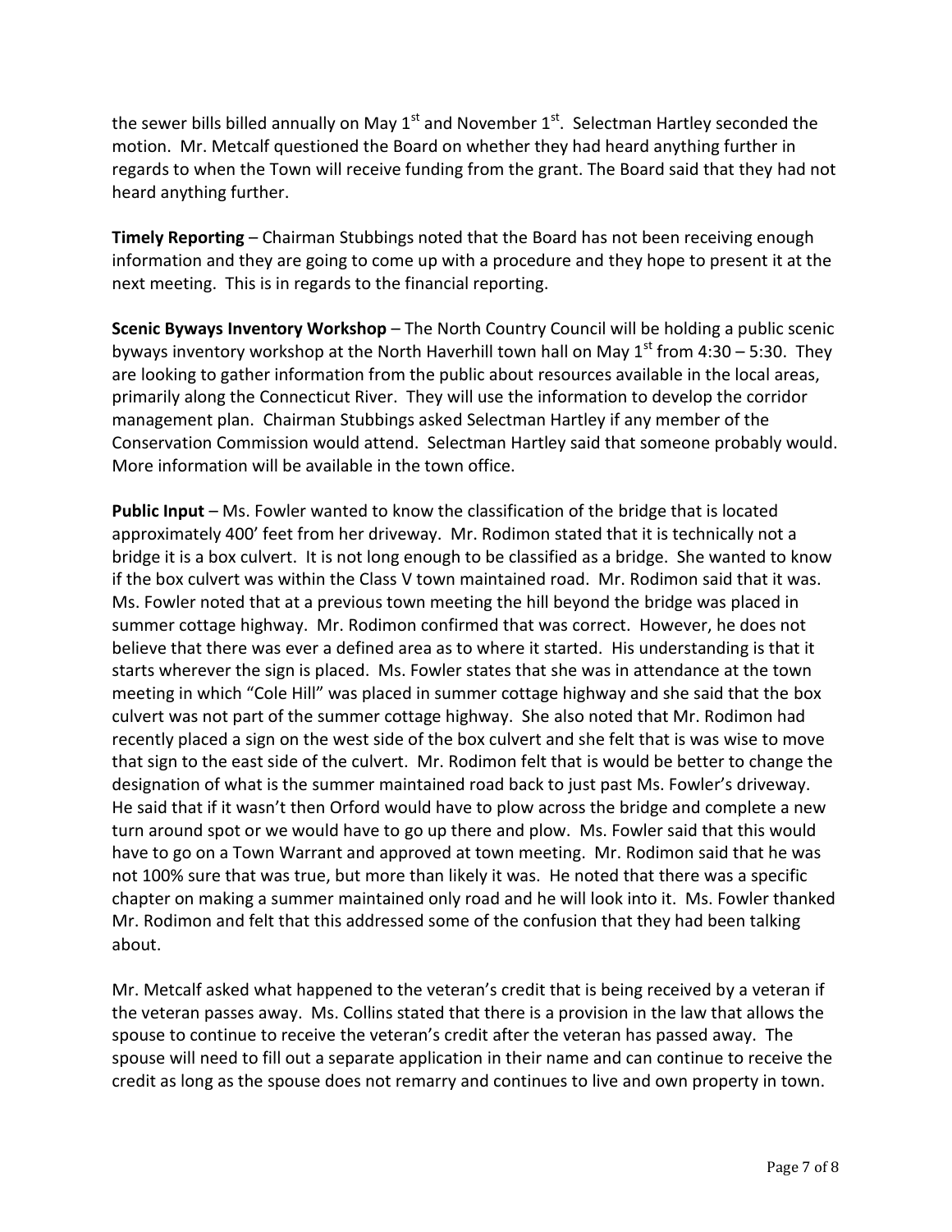the sewer bills billed annually on May 1st and November 1st. Selectman Hartley seconded the motion. Mr. Metcalf questioned the Board on whether they had heard anything further in regards to when the Town will receive funding from the grant. The Board said that they had not heard anything further.

**Timely Reporting** – Chairman Stubbings noted that the Board has not been receiving enough information and they are going to come up with a procedure and they hope to present it at the next meeting. This is in regards to the financial reporting.

**Scenic Byways Inventory Workshop** – The North Country Council will be holding a public scenic byways inventory workshop at the North Haverhill town hall on May 1st from 4:30 – 5:30. They are looking to gather information from the public about resources available in the local areas, primarily along the Connecticut River. They will use the information to develop the corridor management plan. Chairman Stubbings asked Selectman Hartley if any member of the Conservation Commission would attend. Selectman Hartley said that someone probably would. More information will be available in the town office.

**Public Input** – Ms. Fowler wanted to know the classification of the bridge that is located approximately 400' feet from her driveway. Mr. Rodimon stated that it is technically not a bridge it is a box culvert. It is not long enough to be classified as a bridge. She wanted to know if the box culvert was within the Class V town maintained road. Mr. Rodimon said that it was. Ms. Fowler noted that at a previous town meeting the hill beyond the bridge was placed in summer cottage highway. Mr. Rodimon confirmed that was correct. However, he does not believe that there was ever a defined area as to where it started. His understanding is that it starts wherever the sign is placed. Ms. Fowler states that she was in attendance at the town meeting in which "Cole Hill" was placed in summer cottage highway and she said that the box culvert was not part of the summer cottage highway. She also noted that Mr. Rodimon had recently placed a sign on the west side of the box culvert and she felt that is was wise to move that sign to the east side of the culvert. Mr. Rodimon felt that is would be better to change the designation of what is the summer maintained road back to just past Ms. Fowler's driveway. He said that if it wasn't then Orford would have to plow across the bridge and complete a new turn around spot or we would have to go up there and plow. Ms. Fowler said that this would have to go on a Town Warrant and approved at town meeting. Mr. Rodimon said that he was not 100% sure that was true, but more than likely it was. He noted that there was a specific chapter on making a summer maintained only road and he will look into it. Ms. Fowler thanked Mr. Rodimon and felt that this addressed some of the confusion that they had been talking about.

Mr. Metcalf asked what happened to the veteran's credit that is being received by a veteran if the veteran passes away. Ms. Collins stated that there is a provision in the law that allows the spouse to continue to receive the veteran's credit after the veteran has passed away. The spouse will need to fill out a separate application in their name and can continue to receive the credit as long as the spouse does not remarry and continues to live and own property in town.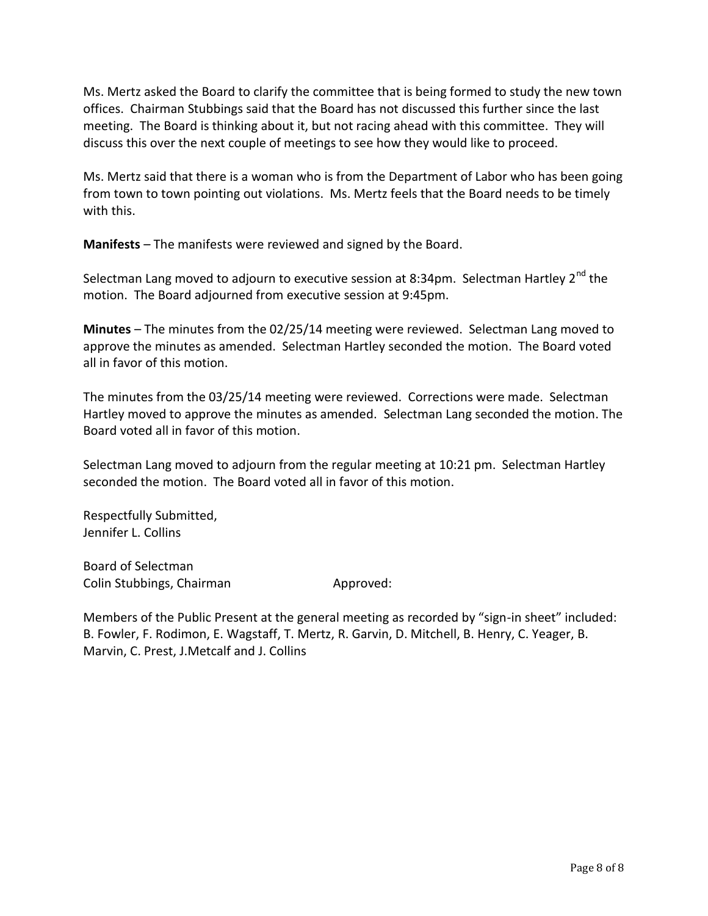Ms. Mertz asked the Board to clarify the committee that is being formed to study the new town offices. Chairman Stubbings said that the Board has not discussed this further since the last meeting. The Board is thinking about it, but not racing ahead with this committee. They will discuss this over the next couple of meetings to see how they would like to proceed.

Ms. Mertz said that there is a woman who is from the Department of Labor who has been going from town to town pointing out violations. Ms. Mertz feels that the Board needs to be timely with this.

**Manifests** – The manifests were reviewed and signed by the Board.

Selectman Lang moved to adjourn to executive session at 8:34pm. Selectman Hartley 2nd the motion. The Board adjourned from executive session at 9:45pm.

**Minutes** – The minutes from the 02/25/14 meeting were reviewed. Selectman Lang moved to approve the minutes as amended. Selectman Hartley seconded the motion. The Board voted all in favor of this motion.

The minutes from the 03/25/14 meeting were reviewed. Corrections were made. Selectman Hartley moved to approve the minutes as amended. Selectman Lang seconded the motion. The Board voted all in favor of this motion.

Selectman Lang moved to adjourn from the regular meeting at 10:21 pm. Selectman Hartley seconded the motion. The Board voted all in favor of this motion.

Respectfully Submitted,
Jennifer L. Collins

Board of Selectman
Colin Stubbings, Chairman Approved:

Members of the Public Present at the general meeting as recorded by "sign-in sheet" included: B. Fowler, F. Rodimon, E. Wagstaff, T. Mertz, R. Garvin, D. Mitchell, B. Henry, C. Yeager, B. Marvin, C. Prest, J.Metcalf and J. Collins